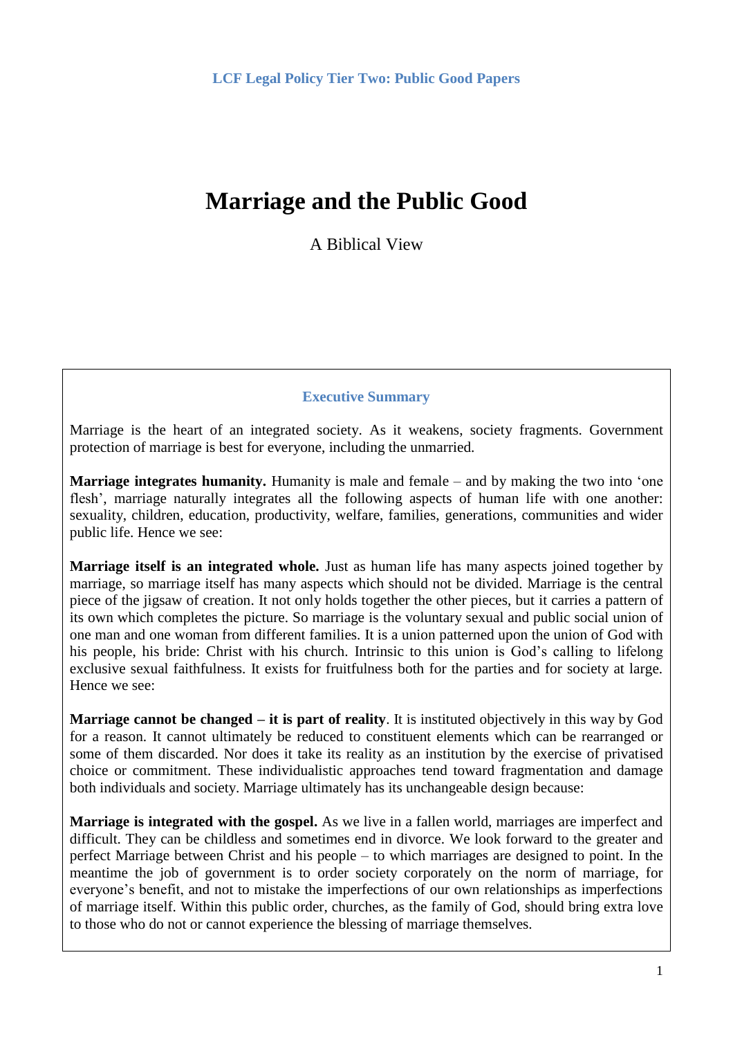LCF Legal Policy Tier Two: Public Good Papers

# Marriage and the Public Good

A Biblical View

## Executive Summary

Marriage is the heart of an integrated society. As it weakens, society fragments. Government protection of marriage is best for everyone, including the unmarried.

**Marriage integrates humanity.** Humanity is male and female – and by making the two into 'one flesh', marriage naturally integrates all the following aspects of human life with one another: sexuality, children, education, productivity, welfare, families, generations, communities and wider public life. Hence we see:

**Marriage itself is an integrated whole.** Just as human life has many aspects joined together by marriage, so marriage itself has many aspects which should not be divided. Marriage is the central piece of the jigsaw of creation. It not only holds together the other pieces, but it carries a pattern of its own which completes the picture. So marriage is the voluntary sexual and public social union of one man and one woman from different families. It is a union patterned upon the union of God with his people, his bride: Christ with his church. Intrinsic to this union is God's calling to lifelong exclusive sexual faithfulness. It exists for fruitfulness both for the parties and for society at large. Hence we see:

**Marriage cannot be changed – it is part of reality**. It is instituted objectively in this way by God for a reason. It cannot ultimately be reduced to constituent elements which can be rearranged or some of them discarded. Nor does it take its reality as an institution by the exercise of privatised choice or commitment. These individualistic approaches tend toward fragmentation and damage both individuals and society. Marriage ultimately has its unchangeable design because:

**Marriage is integrated with the gospel.** As we live in a fallen world, marriages are imperfect and difficult. They can be childless and sometimes end in divorce. We look forward to the greater and perfect Marriage between Christ and his people – to which marriages are designed to point. In the meantime the job of government is to order society corporately on the norm of marriage, for everyone's benefit, and not to mistake the imperfections of our own relationships as imperfections of marriage itself. Within this public order, churches, as the family of God, should bring extra love to those who do not or cannot experience the blessing of marriage themselves.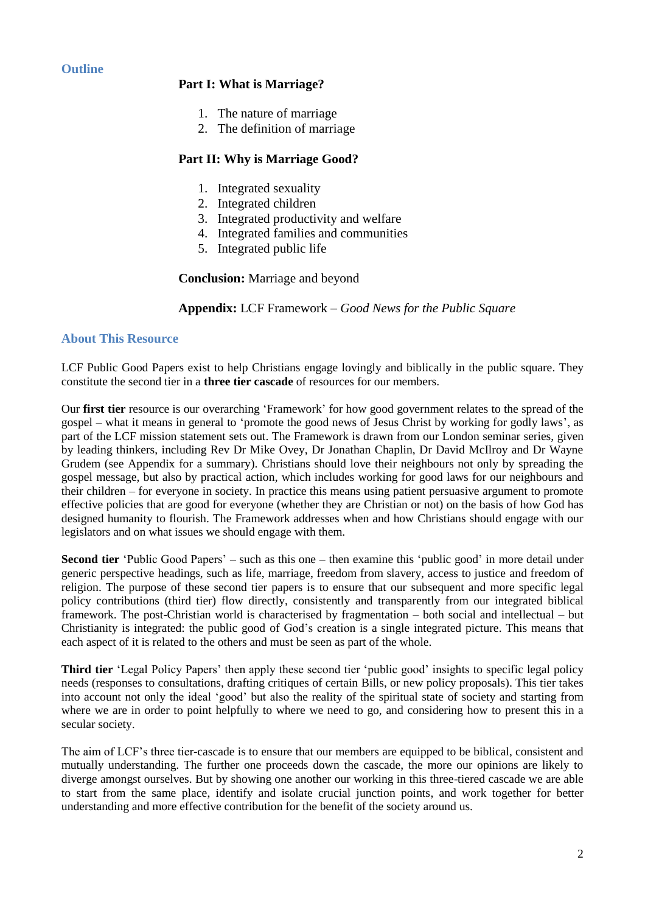## Outline

**Part I: What is Marriage?**

1. The nature of marriage
2. The definition of marriage

**Part II: Why is Marriage Good?**

1. Integrated sexuality
2. Integrated children
3. Integrated productivity and welfare
4. Integrated families and communities
5. Integrated public life

**Conclusion:** Marriage and beyond

**Appendix:** LCF Framework – *Good News for the Public Square*

## About This Resource

LCF Public Good Papers exist to help Christians engage lovingly and biblically in the public square. They constitute the second tier in a **three tier cascade** of resources for our members.

Our **first tier** resource is our overarching 'Framework' for how good government relates to the spread of the gospel – what it means in general to 'promote the good news of Jesus Christ by working for godly laws', as part of the LCF mission statement sets out. The Framework is drawn from our London seminar series, given by leading thinkers, including Rev Dr Mike Ovey, Dr Jonathan Chaplin, Dr David McIlroy and Dr Wayne Grudem (see Appendix for a summary). Christians should love their neighbours not only by spreading the gospel message, but also by practical action, which includes working for good laws for our neighbours and their children – for everyone in society. In practice this means using patient persuasive argument to promote effective policies that are good for everyone (whether they are Christian or not) on the basis of how God has designed humanity to flourish. The Framework addresses when and how Christians should engage with our legislators and on what issues we should engage with them.

**Second tier** 'Public Good Papers' – such as this one – then examine this 'public good' in more detail under generic perspective headings, such as life, marriage, freedom from slavery, access to justice and freedom of religion. The purpose of these second tier papers is to ensure that our subsequent and more specific legal policy contributions (third tier) flow directly, consistently and transparently from our integrated biblical framework. The post-Christian world is characterised by fragmentation – both social and intellectual – but Christianity is integrated: the public good of God's creation is a single integrated picture. This means that each aspect of it is related to the others and must be seen as part of the whole.

**Third tier** 'Legal Policy Papers' then apply these second tier 'public good' insights to specific legal policy needs (responses to consultations, drafting critiques of certain Bills, or new policy proposals). This tier takes into account not only the ideal 'good' but also the reality of the spiritual state of society and starting from where we are in order to point helpfully to where we need to go, and considering how to present this in a secular society.

The aim of LCF's three tier-cascade is to ensure that our members are equipped to be biblical, consistent and mutually understanding. The further one proceeds down the cascade, the more our opinions are likely to diverge amongst ourselves. But by showing one another our working in this three-tiered cascade we are able to start from the same place, identify and isolate crucial junction points, and work together for better understanding and more effective contribution for the benefit of the society around us.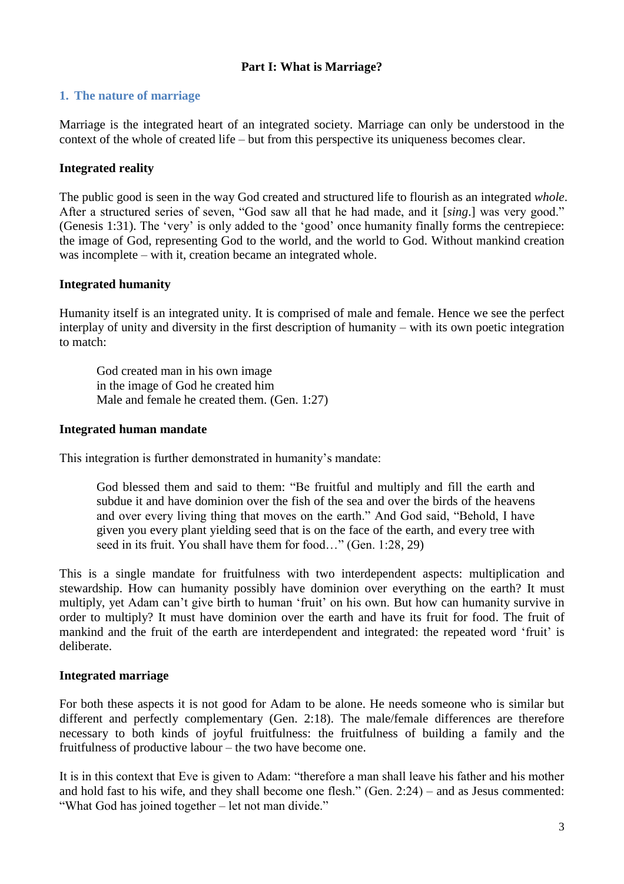# Part I: What is Marriage?

## 1. The nature of marriage

Marriage is the integrated heart of an integrated society. Marriage can only be understood in the context of the whole of created life – but from this perspective its uniqueness becomes clear.

### Integrated reality

The public good is seen in the way God created and structured life to flourish as an integrated *whole*. After a structured series of seven, "God saw all that he had made, and it [*sing*.] was very good." (Genesis 1:31). The 'very' is only added to the 'good' once humanity finally forms the centrepiece: the image of God, representing God to the world, and the world to God. Without mankind creation was incomplete – with it, creation became an integrated whole.

### Integrated humanity

Humanity itself is an integrated unity. It is comprised of male and female. Hence we see the perfect interplay of unity and diversity in the first description of humanity – with its own poetic integration to match:

> God created man in his own image
> in the image of God he created him
> Male and female he created them. (Gen. 1:27)

### Integrated human mandate

This integration is further demonstrated in humanity's mandate:

> God blessed them and said to them: "Be fruitful and multiply and fill the earth and subdue it and have dominion over the fish of the sea and over the birds of the heavens and over every living thing that moves on the earth." And God said, "Behold, I have given you every plant yielding seed that is on the face of the earth, and every tree with seed in its fruit. You shall have them for food…" (Gen. 1:28, 29)

This is a single mandate for fruitfulness with two interdependent aspects: multiplication and stewardship. How can humanity possibly have dominion over everything on the earth? It must multiply, yet Adam can't give birth to human 'fruit' on his own. But how can humanity survive in order to multiply? It must have dominion over the earth and have its fruit for food. The fruit of mankind and the fruit of the earth are interdependent and integrated: the repeated word 'fruit' is deliberate.

### Integrated marriage

For both these aspects it is not good for Adam to be alone. He needs someone who is similar but different and perfectly complementary (Gen. 2:18). The male/female differences are therefore necessary to both kinds of joyful fruitfulness: the fruitfulness of building a family and the fruitfulness of productive labour – the two have become one.

It is in this context that Eve is given to Adam: "therefore a man shall leave his father and his mother and hold fast to his wife, and they shall become one flesh." (Gen. 2:24) – and as Jesus commented: "What God has joined together – let not man divide."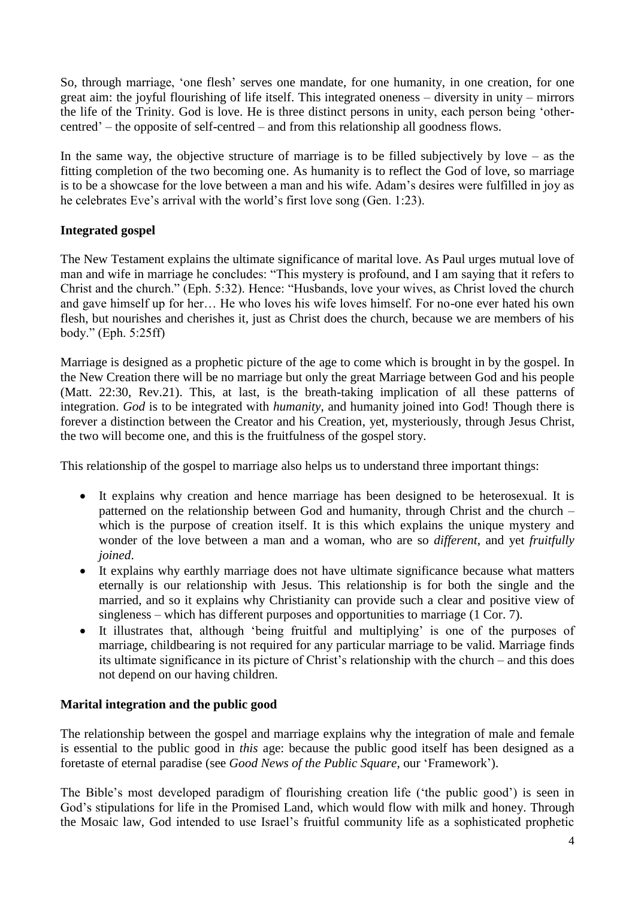So, through marriage, 'one flesh' serves one mandate, for one humanity, in one creation, for one great aim: the joyful flourishing of life itself. This integrated oneness – diversity in unity – mirrors the life of the Trinity. God is love. He is three distinct persons in unity, each person being 'other-centred' – the opposite of self-centred – and from this relationship all goodness flows.

In the same way, the objective structure of marriage is to be filled subjectively by love – as the fitting completion of the two becoming one. As humanity is to reflect the God of love, so marriage is to be a showcase for the love between a man and his wife. Adam's desires were fulfilled in joy as he celebrates Eve's arrival with the world's first love song (Gen. 1:23).

**Integrated gospel**

The New Testament explains the ultimate significance of marital love. As Paul urges mutual love of man and wife in marriage he concludes: "This mystery is profound, and I am saying that it refers to Christ and the church." (Eph. 5:32). Hence: "Husbands, love your wives, as Christ loved the church and gave himself up for her… He who loves his wife loves himself. For no-one ever hated his own flesh, but nourishes and cherishes it, just as Christ does the church, because we are members of his body." (Eph. 5:25ff)

Marriage is designed as a prophetic picture of the age to come which is brought in by the gospel. In the New Creation there will be no marriage but only the great Marriage between God and his people (Matt. 22:30, Rev.21). This, at last, is the breath-taking implication of all these patterns of integration. *God* is to be integrated with *humanity*, and humanity joined into God! Though there is forever a distinction between the Creator and his Creation, yet, mysteriously, through Jesus Christ, the two will become one, and this is the fruitfulness of the gospel story.

This relationship of the gospel to marriage also helps us to understand three important things:

- It explains why creation and hence marriage has been designed to be heterosexual. It is patterned on the relationship between God and humanity, through Christ and the church – which is the purpose of creation itself. It is this which explains the unique mystery and wonder of the love between a man and a woman, who are so *different*, and yet *fruitfully joined*.
- It explains why earthly marriage does not have ultimate significance because what matters eternally is our relationship with Jesus. This relationship is for both the single and the married, and so it explains why Christianity can provide such a clear and positive view of singleness – which has different purposes and opportunities to marriage (1 Cor. 7).
- It illustrates that, although 'being fruitful and multiplying' is one of the purposes of marriage, childbearing is not required for any particular marriage to be valid. Marriage finds its ultimate significance in its picture of Christ's relationship with the church – and this does not depend on our having children.

**Marital integration and the public good**

The relationship between the gospel and marriage explains why the integration of male and female is essential to the public good in *this* age: because the public good itself has been designed as a foretaste of eternal paradise (see *Good News of the Public Square*, our 'Framework').

The Bible's most developed paradigm of flourishing creation life ('the public good') is seen in God's stipulations for life in the Promised Land, which would flow with milk and honey. Through the Mosaic law, God intended to use Israel's fruitful community life as a sophisticated prophetic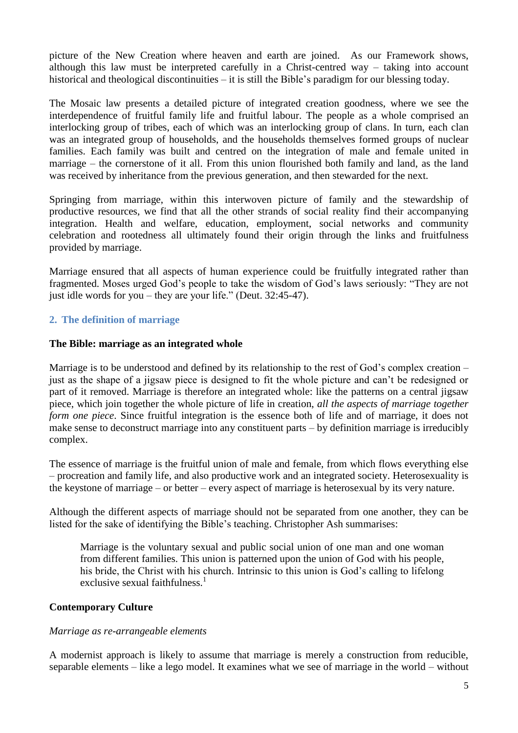picture of the New Creation where heaven and earth are joined. As our Framework shows, although this law must be interpreted carefully in a Christ-centred way – taking into account historical and theological discontinuities – it is still the Bible's paradigm for our blessing today.

The Mosaic law presents a detailed picture of integrated creation goodness, where we see the interdependence of fruitful family life and fruitful labour. The people as a whole comprised an interlocking group of tribes, each of which was an interlocking group of clans. In turn, each clan was an integrated group of households, and the households themselves formed groups of nuclear families. Each family was built and centred on the integration of male and female united in marriage – the cornerstone of it all. From this union flourished both family and land, as the land was received by inheritance from the previous generation, and then stewarded for the next.

Springing from marriage, within this interwoven picture of family and the stewardship of productive resources, we find that all the other strands of social reality find their accompanying integration. Health and welfare, education, employment, social networks and community celebration and rootedness all ultimately found their origin through the links and fruitfulness provided by marriage.

Marriage ensured that all aspects of human experience could be fruitfully integrated rather than fragmented. Moses urged God's people to take the wisdom of God's laws seriously: "They are not just idle words for you – they are your life." (Deut. 32:45-47).

## 2. The definition of marriage

### The Bible: marriage as an integrated whole

Marriage is to be understood and defined by its relationship to the rest of God's complex creation – just as the shape of a jigsaw piece is designed to fit the whole picture and can't be redesigned or part of it removed. Marriage is therefore an integrated whole: like the patterns on a central jigsaw piece, which join together the whole picture of life in creation, *all the aspects of marriage together form one piece*. Since fruitful integration is the essence both of life and of marriage, it does not make sense to deconstruct marriage into any constituent parts – by definition marriage is irreducibly complex.

The essence of marriage is the fruitful union of male and female, from which flows everything else – procreation and family life, and also productive work and an integrated society. Heterosexuality is the keystone of marriage – or better – every aspect of marriage is heterosexual by its very nature.

Although the different aspects of marriage should not be separated from one another, they can be listed for the sake of identifying the Bible's teaching. Christopher Ash summarises:

> Marriage is the voluntary sexual and public social union of one man and one woman from different families. This union is patterned upon the union of God with his people, his bride, the Christ with his church. Intrinsic to this union is God's calling to lifelong exclusive sexual faithfulness.[1]

### Contemporary Culture

*Marriage as re-arrangeable elements*

A modernist approach is likely to assume that marriage is merely a construction from reducible, separable elements – like a lego model. It examines what we see of marriage in the world – without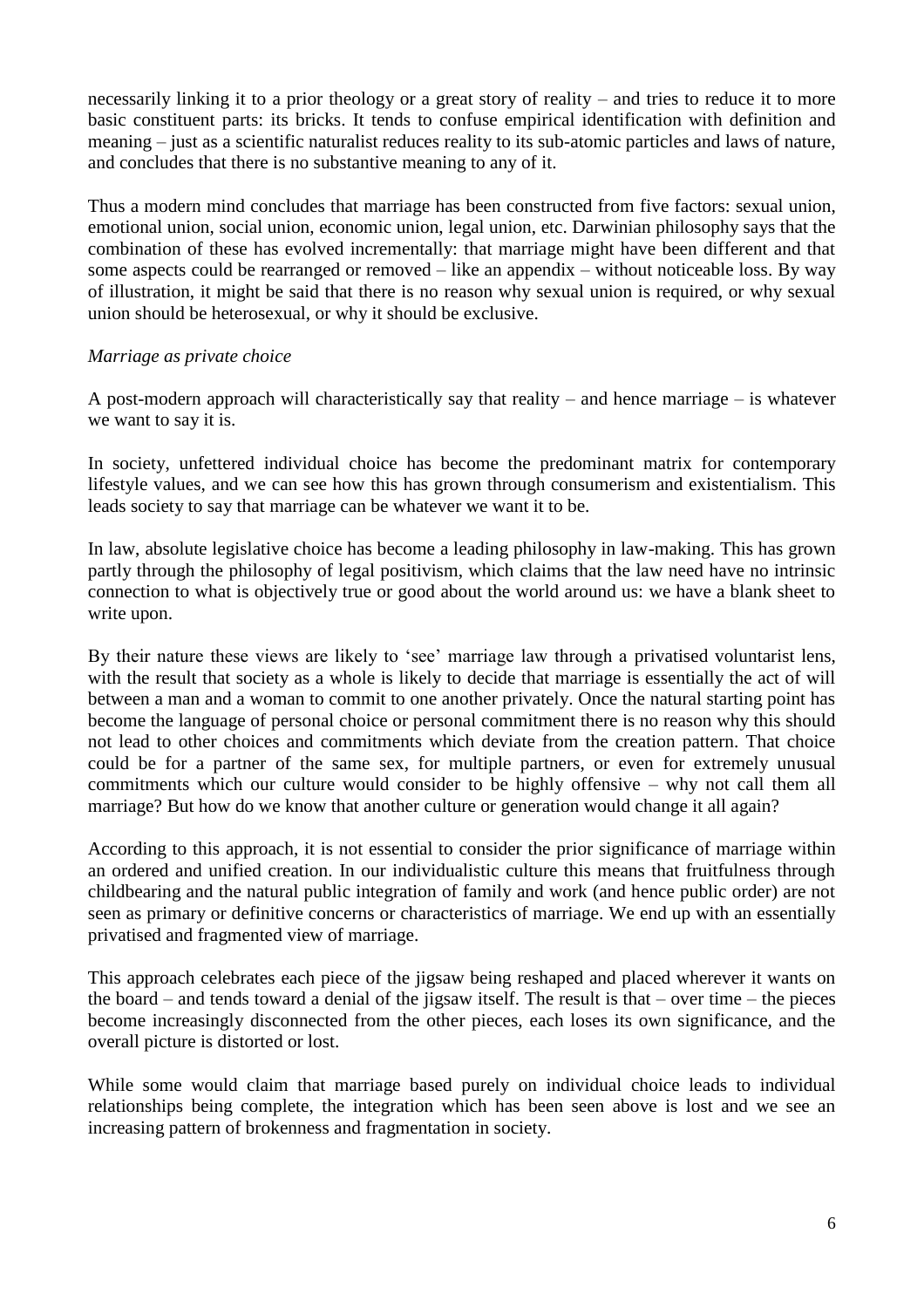necessarily linking it to a prior theology or a great story of reality – and tries to reduce it to more basic constituent parts: its bricks. It tends to confuse empirical identification with definition and meaning – just as a scientific naturalist reduces reality to its sub-atomic particles and laws of nature, and concludes that there is no substantive meaning to any of it.

Thus a modern mind concludes that marriage has been constructed from five factors: sexual union, emotional union, social union, economic union, legal union, etc. Darwinian philosophy says that the combination of these has evolved incrementally: that marriage might have been different and that some aspects could be rearranged or removed – like an appendix – without noticeable loss. By way of illustration, it might be said that there is no reason why sexual union is required, or why sexual union should be heterosexual, or why it should be exclusive.

*Marriage as private choice*

A post-modern approach will characteristically say that reality – and hence marriage – is whatever we want to say it is.

In society, unfettered individual choice has become the predominant matrix for contemporary lifestyle values, and we can see how this has grown through consumerism and existentialism. This leads society to say that marriage can be whatever we want it to be.

In law, absolute legislative choice has become a leading philosophy in law-making. This has grown partly through the philosophy of legal positivism, which claims that the law need have no intrinsic connection to what is objectively true or good about the world around us: we have a blank sheet to write upon.

By their nature these views are likely to 'see' marriage law through a privatised voluntarist lens, with the result that society as a whole is likely to decide that marriage is essentially the act of will between a man and a woman to commit to one another privately. Once the natural starting point has become the language of personal choice or personal commitment there is no reason why this should not lead to other choices and commitments which deviate from the creation pattern. That choice could be for a partner of the same sex, for multiple partners, or even for extremely unusual commitments which our culture would consider to be highly offensive – why not call them all marriage? But how do we know that another culture or generation would change it all again?

According to this approach, it is not essential to consider the prior significance of marriage within an ordered and unified creation. In our individualistic culture this means that fruitfulness through childbearing and the natural public integration of family and work (and hence public order) are not seen as primary or definitive concerns or characteristics of marriage. We end up with an essentially privatised and fragmented view of marriage.

This approach celebrates each piece of the jigsaw being reshaped and placed wherever it wants on the board – and tends toward a denial of the jigsaw itself. The result is that – over time – the pieces become increasingly disconnected from the other pieces, each loses its own significance, and the overall picture is distorted or lost.

While some would claim that marriage based purely on individual choice leads to individual relationships being complete, the integration which has been seen above is lost and we see an increasing pattern of brokenness and fragmentation in society.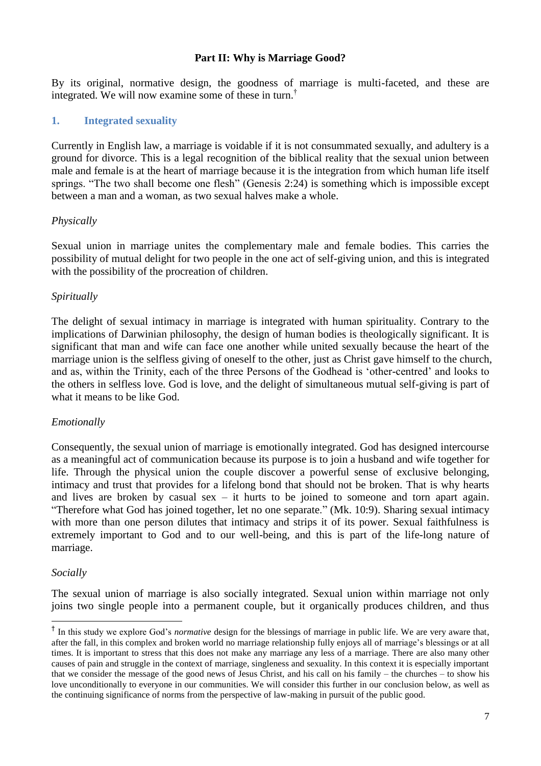# Part II: Why is Marriage Good?

By its original, normative design, the goodness of marriage is multi-faceted, and these are integrated. We will now examine some of these in turn.[†]

## 1. Integrated sexuality

Currently in English law, a marriage is voidable if it is not consummated sexually, and adultery is a ground for divorce. This is a legal recognition of the biblical reality that the sexual union between male and female is at the heart of marriage because it is the integration from which human life itself springs. "The two shall become one flesh" (Genesis 2:24) is something which is impossible except between a man and a woman, as two sexual halves make a whole.

*Physically*

Sexual union in marriage unites the complementary male and female bodies. This carries the possibility of mutual delight for two people in the one act of self-giving union, and this is integrated with the possibility of the procreation of children.

*Spiritually*

The delight of sexual intimacy in marriage is integrated with human spirituality. Contrary to the implications of Darwinian philosophy, the design of human bodies is theologically significant. It is significant that man and wife can face one another while united sexually because the heart of the marriage union is the selfless giving of oneself to the other, just as Christ gave himself to the church, and as, within the Trinity, each of the three Persons of the Godhead is 'other-centred' and looks to the others in selfless love. God is love, and the delight of simultaneous mutual self-giving is part of what it means to be like God.

*Emotionally*

Consequently, the sexual union of marriage is emotionally integrated. God has designed intercourse as a meaningful act of communication because its purpose is to join a husband and wife together for life. Through the physical union the couple discover a powerful sense of exclusive belonging, intimacy and trust that provides for a lifelong bond that should not be broken. That is why hearts and lives are broken by casual sex – it hurts to be joined to someone and torn apart again. "Therefore what God has joined together, let no one separate." (Mk. 10:9). Sharing sexual intimacy with more than one person dilutes that intimacy and strips it of its power. Sexual faithfulness is extremely important to God and to our well-being, and this is part of the life-long nature of marriage.

*Socially*

The sexual union of marriage is also socially integrated. Sexual union within marriage not only joins two single people into a permanent couple, but it organically produces children, and thus

---

[†] In this study we explore God's *normative* design for the blessings of marriage in public life. We are very aware that, after the fall, in this complex and broken world no marriage relationship fully enjoys all of marriage's blessings or at all times. It is important to stress that this does not make any marriage any less of a marriage. There are also many other causes of pain and struggle in the context of marriage, singleness and sexuality. In this context it is especially important that we consider the message of the good news of Jesus Christ, and his call on his family – the churches – to show his love unconditionally to everyone in our communities. We will consider this further in our conclusion below, as well as the continuing significance of norms from the perspective of law-making in pursuit of the public good.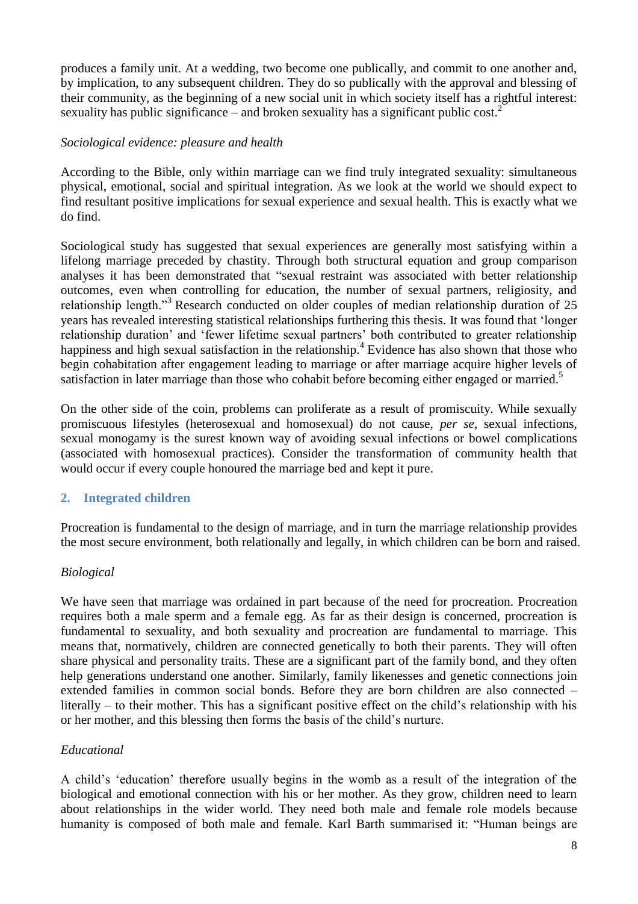produces a family unit. At a wedding, two become one publically, and commit to one another and, by implication, to any subsequent children. They do so publically with the approval and blessing of their community, as the beginning of a new social unit in which society itself has a rightful interest: sexuality has public significance – and broken sexuality has a significant public cost.[2]

*Sociological evidence: pleasure and health*

According to the Bible, only within marriage can we find truly integrated sexuality: simultaneous physical, emotional, social and spiritual integration. As we look at the world we should expect to find resultant positive implications for sexual experience and sexual health. This is exactly what we do find.

Sociological study has suggested that sexual experiences are generally most satisfying within a lifelong marriage preceded by chastity. Through both structural equation and group comparison analyses it has been demonstrated that "sexual restraint was associated with better relationship outcomes, even when controlling for education, the number of sexual partners, religiosity, and relationship length."[3] Research conducted on older couples of median relationship duration of 25 years has revealed interesting statistical relationships furthering this thesis. It was found that 'longer relationship duration' and 'fewer lifetime sexual partners' both contributed to greater relationship happiness and high sexual satisfaction in the relationship.[4] Evidence has also shown that those who begin cohabitation after engagement leading to marriage or after marriage acquire higher levels of satisfaction in later marriage than those who cohabit before becoming either engaged or married.[5]

On the other side of the coin, problems can proliferate as a result of promiscuity. While sexually promiscuous lifestyles (heterosexual and homosexual) do not cause, *per se*, sexual infections, sexual monogamy is the surest known way of avoiding sexual infections or bowel complications (associated with homosexual practices). Consider the transformation of community health that would occur if every couple honoured the marriage bed and kept it pure.

## 2. Integrated children

Procreation is fundamental to the design of marriage, and in turn the marriage relationship provides the most secure environment, both relationally and legally, in which children can be born and raised.

*Biological*

We have seen that marriage was ordained in part because of the need for procreation. Procreation requires both a male sperm and a female egg. As far as their design is concerned, procreation is fundamental to sexuality, and both sexuality and procreation are fundamental to marriage. This means that, normatively, children are connected genetically to both their parents. They will often share physical and personality traits. These are a significant part of the family bond, and they often help generations understand one another. Similarly, family likenesses and genetic connections join extended families in common social bonds. Before they are born children are also connected – literally – to their mother. This has a significant positive effect on the child's relationship with his or her mother, and this blessing then forms the basis of the child's nurture.

*Educational*

A child's 'education' therefore usually begins in the womb as a result of the integration of the biological and emotional connection with his or her mother. As they grow, children need to learn about relationships in the wider world. They need both male and female role models because humanity is composed of both male and female. Karl Barth summarised it: "Human beings are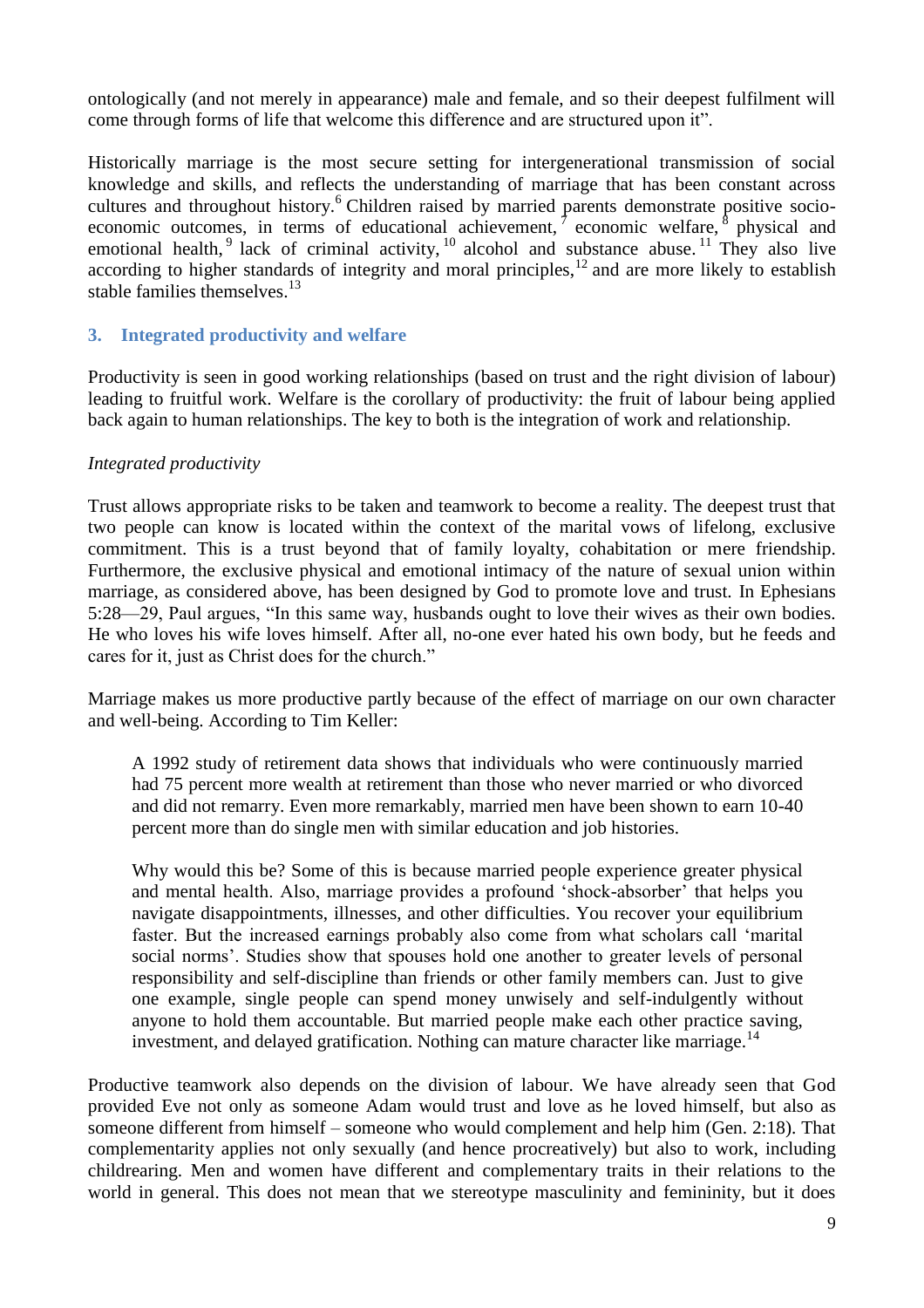ontologically (and not merely in appearance) male and female, and so their deepest fulfilment will come through forms of life that welcome this difference and are structured upon it".

Historically marriage is the most secure setting for intergenerational transmission of social knowledge and skills, and reflects the understanding of marriage that has been constant across cultures and throughout history.[6] Children raised by married parents demonstrate positive socio-economic outcomes, in terms of educational achievement,[7] economic welfare,[8] physical and emotional health,[9] lack of criminal activity,[10] alcohol and substance abuse.[11] They also live according to higher standards of integrity and moral principles,[12] and are more likely to establish stable families themselves.[13]

## 3. Integrated productivity and welfare

Productivity is seen in good working relationships (based on trust and the right division of labour) leading to fruitful work. Welfare is the corollary of productivity: the fruit of labour being applied back again to human relationships. The key to both is the integration of work and relationship.

*Integrated productivity*

Trust allows appropriate risks to be taken and teamwork to become a reality. The deepest trust that two people can know is located within the context of the marital vows of lifelong, exclusive commitment. This is a trust beyond that of family loyalty, cohabitation or mere friendship. Furthermore, the exclusive physical and emotional intimacy of the nature of sexual union within marriage, as considered above, has been designed by God to promote love and trust. In Ephesians 5:28—29, Paul argues, "In this same way, husbands ought to love their wives as their own bodies. He who loves his wife loves himself. After all, no-one ever hated his own body, but he feeds and cares for it, just as Christ does for the church."

Marriage makes us more productive partly because of the effect of marriage on our own character and well-being. According to Tim Keller:

> A 1992 study of retirement data shows that individuals who were continuously married had 75 percent more wealth at retirement than those who never married or who divorced and did not remarry. Even more remarkably, married men have been shown to earn 10-40 percent more than do single men with similar education and job histories.
>
> Why would this be? Some of this is because married people experience greater physical and mental health. Also, marriage provides a profound 'shock-absorber' that helps you navigate disappointments, illnesses, and other difficulties. You recover your equilibrium faster. But the increased earnings probably also come from what scholars call 'marital social norms'. Studies show that spouses hold one another to greater levels of personal responsibility and self-discipline than friends or other family members can. Just to give one example, single people can spend money unwisely and self-indulgently without anyone to hold them accountable. But married people make each other practice saving, investment, and delayed gratification. Nothing can mature character like marriage.[14]

Productive teamwork also depends on the division of labour. We have already seen that God provided Eve not only as someone Adam would trust and love as he loved himself, but also as someone different from himself – someone who would complement and help him (Gen. 2:18). That complementarity applies not only sexually (and hence procreatively) but also to work, including childrearing. Men and women have different and complementary traits in their relations to the world in general. This does not mean that we stereotype masculinity and femininity, but it does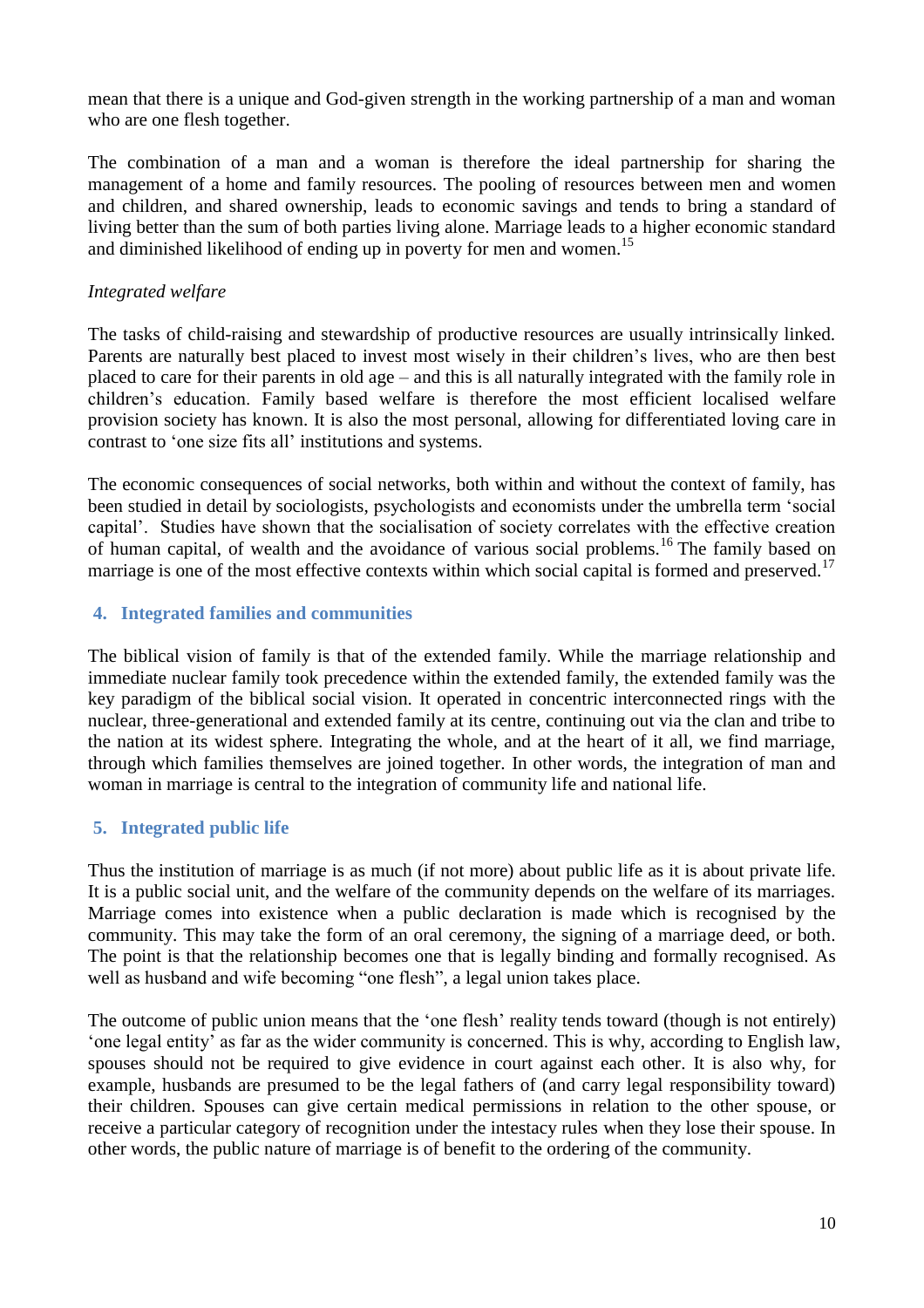mean that there is a unique and God-given strength in the working partnership of a man and woman who are one flesh together.

The combination of a man and a woman is therefore the ideal partnership for sharing the management of a home and family resources. The pooling of resources between men and women and children, and shared ownership, leads to economic savings and tends to bring a standard of living better than the sum of both parties living alone. Marriage leads to a higher economic standard and diminished likelihood of ending up in poverty for men and women.[15]

*Integrated welfare*

The tasks of child-raising and stewardship of productive resources are usually intrinsically linked. Parents are naturally best placed to invest most wisely in their children's lives, who are then best placed to care for their parents in old age – and this is all naturally integrated with the family role in children's education. Family based welfare is therefore the most efficient localised welfare provision society has known. It is also the most personal, allowing for differentiated loving care in contrast to 'one size fits all' institutions and systems.

The economic consequences of social networks, both within and without the context of family, has been studied in detail by sociologists, psychologists and economists under the umbrella term 'social capital'. Studies have shown that the socialisation of society correlates with the effective creation of human capital, of wealth and the avoidance of various social problems.[16] The family based on marriage is one of the most effective contexts within which social capital is formed and preserved.[17]

## 4. Integrated families and communities

The biblical vision of family is that of the extended family. While the marriage relationship and immediate nuclear family took precedence within the extended family, the extended family was the key paradigm of the biblical social vision. It operated in concentric interconnected rings with the nuclear, three-generational and extended family at its centre, continuing out via the clan and tribe to the nation at its widest sphere. Integrating the whole, and at the heart of it all, we find marriage, through which families themselves are joined together. In other words, the integration of man and woman in marriage is central to the integration of community life and national life.

## 5. Integrated public life

Thus the institution of marriage is as much (if not more) about public life as it is about private life. It is a public social unit, and the welfare of the community depends on the welfare of its marriages. Marriage comes into existence when a public declaration is made which is recognised by the community. This may take the form of an oral ceremony, the signing of a marriage deed, or both. The point is that the relationship becomes one that is legally binding and formally recognised. As well as husband and wife becoming "one flesh", a legal union takes place.

The outcome of public union means that the 'one flesh' reality tends toward (though is not entirely) 'one legal entity' as far as the wider community is concerned. This is why, according to English law, spouses should not be required to give evidence in court against each other. It is also why, for example, husbands are presumed to be the legal fathers of (and carry legal responsibility toward) their children. Spouses can give certain medical permissions in relation to the other spouse, or receive a particular category of recognition under the intestacy rules when they lose their spouse. In other words, the public nature of marriage is of benefit to the ordering of the community.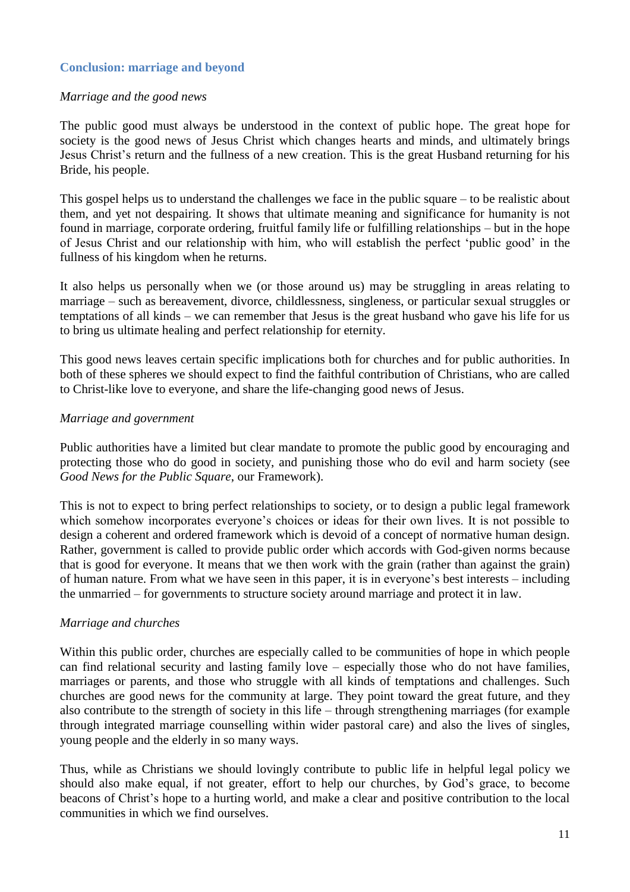## Conclusion: marriage and beyond

### *Marriage and the good news*

The public good must always be understood in the context of public hope. The great hope for society is the good news of Jesus Christ which changes hearts and minds, and ultimately brings Jesus Christ's return and the fullness of a new creation. This is the great Husband returning for his Bride, his people.

This gospel helps us to understand the challenges we face in the public square – to be realistic about them, and yet not despairing. It shows that ultimate meaning and significance for humanity is not found in marriage, corporate ordering, fruitful family life or fulfilling relationships – but in the hope of Jesus Christ and our relationship with him, who will establish the perfect 'public good' in the fullness of his kingdom when he returns.

It also helps us personally when we (or those around us) may be struggling in areas relating to marriage – such as bereavement, divorce, childlessness, singleness, or particular sexual struggles or temptations of all kinds – we can remember that Jesus is the great husband who gave his life for us to bring us ultimate healing and perfect relationship for eternity.

This good news leaves certain specific implications both for churches and for public authorities. In both of these spheres we should expect to find the faithful contribution of Christians, who are called to Christ-like love to everyone, and share the life-changing good news of Jesus.

### *Marriage and government*

Public authorities have a limited but clear mandate to promote the public good by encouraging and protecting those who do good in society, and punishing those who do evil and harm society (see *Good News for the Public Square*, our Framework).

This is not to expect to bring perfect relationships to society, or to design a public legal framework which somehow incorporates everyone's choices or ideas for their own lives. It is not possible to design a coherent and ordered framework which is devoid of a concept of normative human design. Rather, government is called to provide public order which accords with God-given norms because that is good for everyone. It means that we then work with the grain (rather than against the grain) of human nature. From what we have seen in this paper, it is in everyone's best interests – including the unmarried – for governments to structure society around marriage and protect it in law.

### *Marriage and churches*

Within this public order, churches are especially called to be communities of hope in which people can find relational security and lasting family love – especially those who do not have families, marriages or parents, and those who struggle with all kinds of temptations and challenges. Such churches are good news for the community at large. They point toward the great future, and they also contribute to the strength of society in this life – through strengthening marriages (for example through integrated marriage counselling within wider pastoral care) and also the lives of singles, young people and the elderly in so many ways.

Thus, while as Christians we should lovingly contribute to public life in helpful legal policy we should also make equal, if not greater, effort to help our churches, by God's grace, to become beacons of Christ's hope to a hurting world, and make a clear and positive contribution to the local communities in which we find ourselves.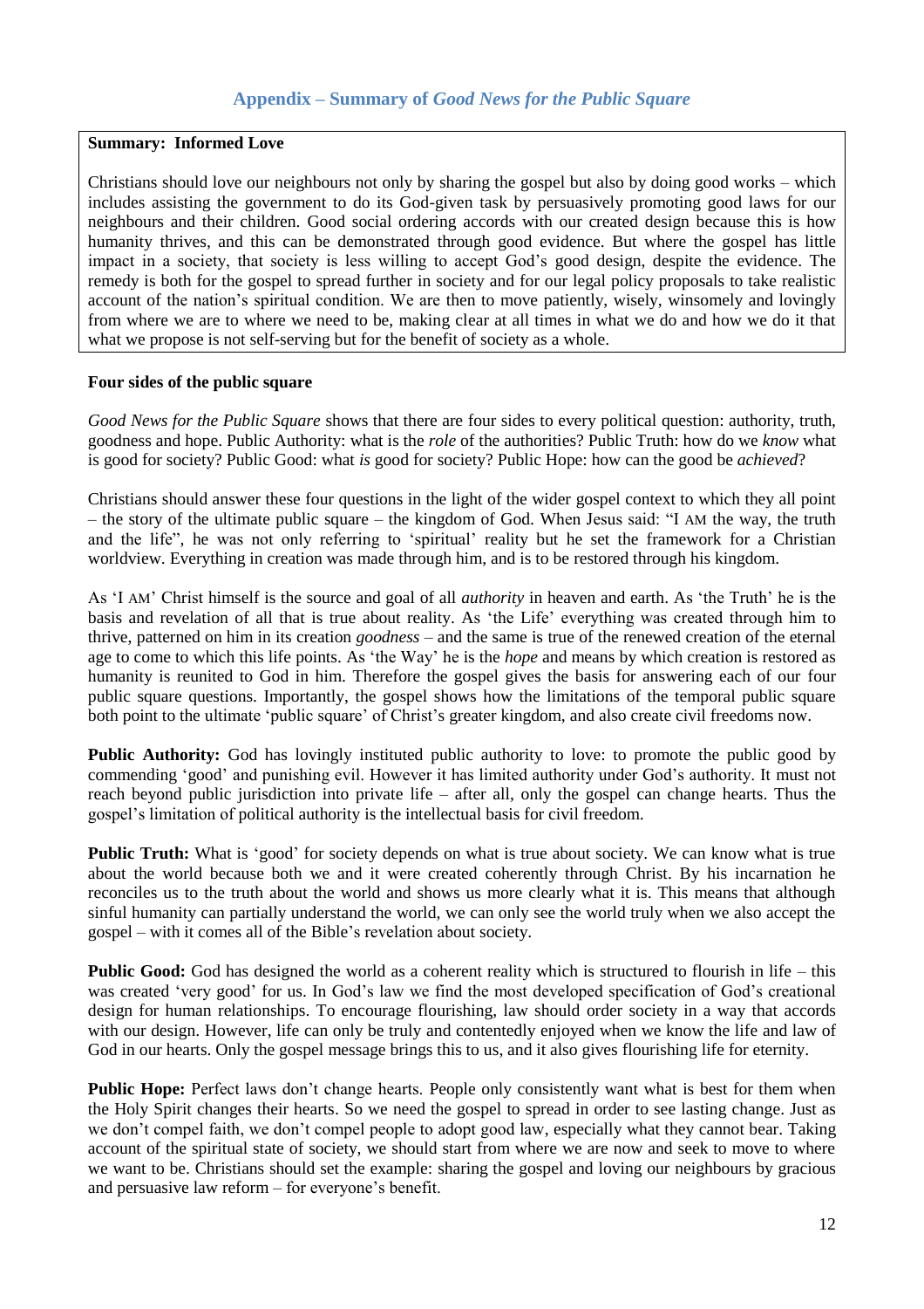## Appendix – Summary of *Good News for the Public Square*

**Summary: Informed Love**

Christians should love our neighbours not only by sharing the gospel but also by doing good works – which includes assisting the government to do its God-given task by persuasively promoting good laws for our neighbours and their children. Good social ordering accords with our created design because this is how humanity thrives, and this can be demonstrated through good evidence. But where the gospel has little impact in a society, that society is less willing to accept God's good design, despite the evidence. The remedy is both for the gospel to spread further in society and for our legal policy proposals to take realistic account of the nation's spiritual condition. We are then to move patiently, wisely, winsomely and lovingly from where we are to where we need to be, making clear at all times in what we do and how we do it that what we propose is not self-serving but for the benefit of society as a whole.

### Four sides of the public square

*Good News for the Public Square* shows that there are four sides to every political question: authority, truth, goodness and hope. Public Authority: what is the *role* of the authorities? Public Truth: how do we *know* what is good for society? Public Good: what *is* good for society? Public Hope: how can the good be *achieved*?

Christians should answer these four questions in the light of the wider gospel context to which they all point – the story of the ultimate public square – the kingdom of God. When Jesus said: "I AM the way, the truth and the life", he was not only referring to 'spiritual' reality but he set the framework for a Christian worldview. Everything in creation was made through him, and is to be restored through his kingdom.

As 'I AM' Christ himself is the source and goal of all *authority* in heaven and earth. As 'the Truth' he is the basis and revelation of all that is true about reality. As 'the Life' everything was created through him to thrive, patterned on him in its creation *goodness* – and the same is true of the renewed creation of the eternal age to come to which this life points. As 'the Way' he is the *hope* and means by which creation is restored as humanity is reunited to God in him. Therefore the gospel gives the basis for answering each of our four public square questions. Importantly, the gospel shows how the limitations of the temporal public square both point to the ultimate 'public square' of Christ's greater kingdom, and also create civil freedoms now.

**Public Authority:** God has lovingly instituted public authority to love: to promote the public good by commending 'good' and punishing evil. However it has limited authority under God's authority. It must not reach beyond public jurisdiction into private life – after all, only the gospel can change hearts. Thus the gospel's limitation of political authority is the intellectual basis for civil freedom.

**Public Truth:** What is 'good' for society depends on what is true about society. We can know what is true about the world because both we and it were created coherently through Christ. By his incarnation he reconciles us to the truth about the world and shows us more clearly what it is. This means that although sinful humanity can partially understand the world, we can only see the world truly when we also accept the gospel – with it comes all of the Bible's revelation about society.

**Public Good:** God has designed the world as a coherent reality which is structured to flourish in life – this was created 'very good' for us. In God's law we find the most developed specification of God's creational design for human relationships. To encourage flourishing, law should order society in a way that accords with our design. However, life can only be truly and contentedly enjoyed when we know the life and law of God in our hearts. Only the gospel message brings this to us, and it also gives flourishing life for eternity.

**Public Hope:** Perfect laws don't change hearts. People only consistently want what is best for them when the Holy Spirit changes their hearts. So we need the gospel to spread in order to see lasting change. Just as we don't compel faith, we don't compel people to adopt good law, especially what they cannot bear. Taking account of the spiritual state of society, we should start from where we are now and seek to move to where we want to be. Christians should set the example: sharing the gospel and loving our neighbours by gracious and persuasive law reform – for everyone's benefit.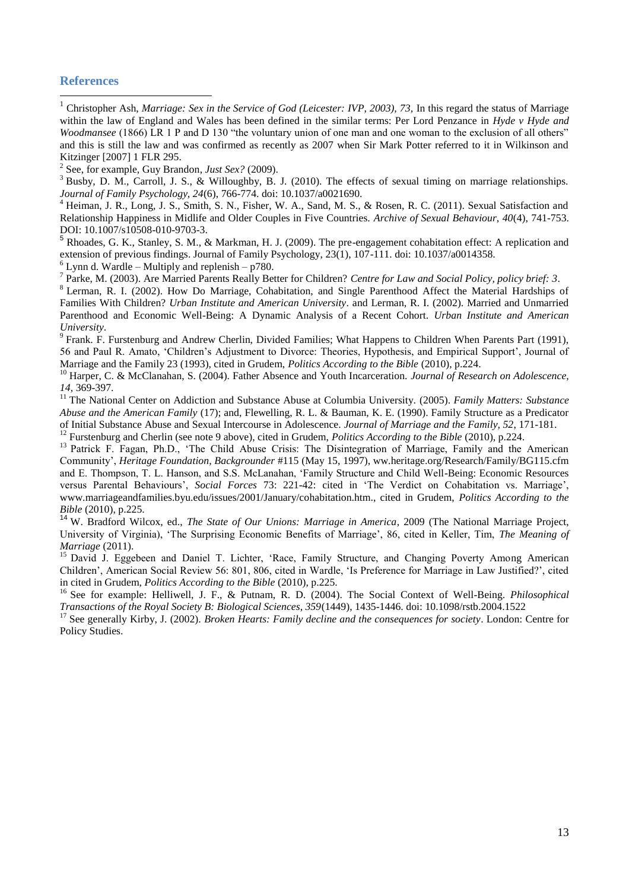## References

[1] Christopher Ash, *Marriage: Sex in the Service of God (Leicester: IVP, 2003), 73,* In this regard the status of Marriage within the law of England and Wales has been defined in the similar terms: Per Lord Penzance in *Hyde v Hyde and Woodmansee* (1866) LR 1 P and D 130 "the voluntary union of one man and one woman to the exclusion of all others" and this is still the law and was confirmed as recently as 2007 when Sir Mark Potter referred to it in Wilkinson and Kitzinger [2007] 1 FLR 295.

[2] See, for example, Guy Brandon, *Just Sex?* (2009).

[3] Busby, D. M., Carroll, J. S., & Willoughby, B. J. (2010). The effects of sexual timing on marriage relationships. *Journal of Family Psychology, 24*(6), 766-774. doi: 10.1037/a0021690.

[4] Heiman, J. R., Long, J. S., Smith, S. N., Fisher, W. A., Sand, M. S., & Rosen, R. C. (2011). Sexual Satisfaction and Relationship Happiness in Midlife and Older Couples in Five Countries. *Archive of Sexual Behaviour, 40*(4), 741-753. DOI: 10.1007/s10508-010-9703-3.

[5] Rhoades, G. K., Stanley, S. M., & Markman, H. J. (2009). The pre-engagement cohabitation effect: A replication and extension of previous findings. Journal of Family Psychology, 23(1), 107-111. doi: 10.1037/a0014358.

[6] Lynn d. Wardle – Multiply and replenish – p780.

[7] Parke, M. (2003). Are Married Parents Really Better for Children? *Centre for Law and Social Policy, policy brief: 3*.

[8] Lerman, R. I. (2002). How Do Marriage, Cohabitation, and Single Parenthood Affect the Material Hardships of Families With Children? *Urban Institute and American University*. and Lerman, R. I. (2002). Married and Unmarried Parenthood and Economic Well-Being: A Dynamic Analysis of a Recent Cohort. *Urban Institute and American University*.

[9] Frank. F. Furstenburg and Andrew Cherlin, Divided Families; What Happens to Children When Parents Part (1991), 56 and Paul R. Amato, 'Children's Adjustment to Divorce: Theories, Hypothesis, and Empirical Support', Journal of Marriage and the Family 23 (1993), cited in Grudem, *Politics According to the Bible* (2010), p.224.

[10] Harper, C. & McClanahan, S. (2004). Father Absence and Youth Incarceration. *Journal of Research on Adolescence, 14*, 369-397.

[11] The National Center on Addiction and Substance Abuse at Columbia University. (2005). *Family Matters: Substance Abuse and the American Family* (17); and, Flewelling, R. L. & Bauman, K. E. (1990). Family Structure as a Predicator of Initial Substance Abuse and Sexual Intercourse in Adolescence. *Journal of Marriage and the Family, 52*, 171-181.

[12] Furstenburg and Cherlin (see note 9 above), cited in Grudem, *Politics According to the Bible* (2010), p.224.

[13] Patrick F. Fagan, Ph.D., 'The Child Abuse Crisis: The Disintegration of Marriage, Family and the American Community', *Heritage Foundation, Backgrounder* #115 (May 15, 1997), ww.heritage.org/Research/Family/BG115.cfm and E. Thompson, T. L. Hanson, and S.S. McLanahan, 'Family Structure and Child Well-Being: Economic Resources versus Parental Behaviours', *Social Forces* 73: 221-42: cited in 'The Verdict on Cohabitation vs. Marriage', www.marriageandfamilies.byu.edu/issues/2001/January/cohabitation.htm., cited in Grudem, *Politics According to the Bible* (2010), p.225.

[14] W. Bradford Wilcox, ed., *The State of Our Unions: Marriage in America*, 2009 (The National Marriage Project, University of Virginia), 'The Surprising Economic Benefits of Marriage', 86, cited in Keller, Tim, *The Meaning of Marriage* (2011).

[15] David J. Eggebeen and Daniel T. Lichter, 'Race, Family Structure, and Changing Poverty Among American Children', American Social Review 56: 801, 806, cited in Wardle, 'Is Preference for Marriage in Law Justified?', cited in cited in Grudem, *Politics According to the Bible* (2010), p.225.

[16] See for example: Helliwell, J. F., & Putnam, R. D. (2004). The Social Context of Well-Being. *Philosophical Transactions of the Royal Society B: Biological Sciences, 359*(1449), 1435-1446. doi: 10.1098/rstb.2004.1522

[17] See generally Kirby, J. (2002). *Broken Hearts: Family decline and the consequences for society*. London: Centre for Policy Studies.